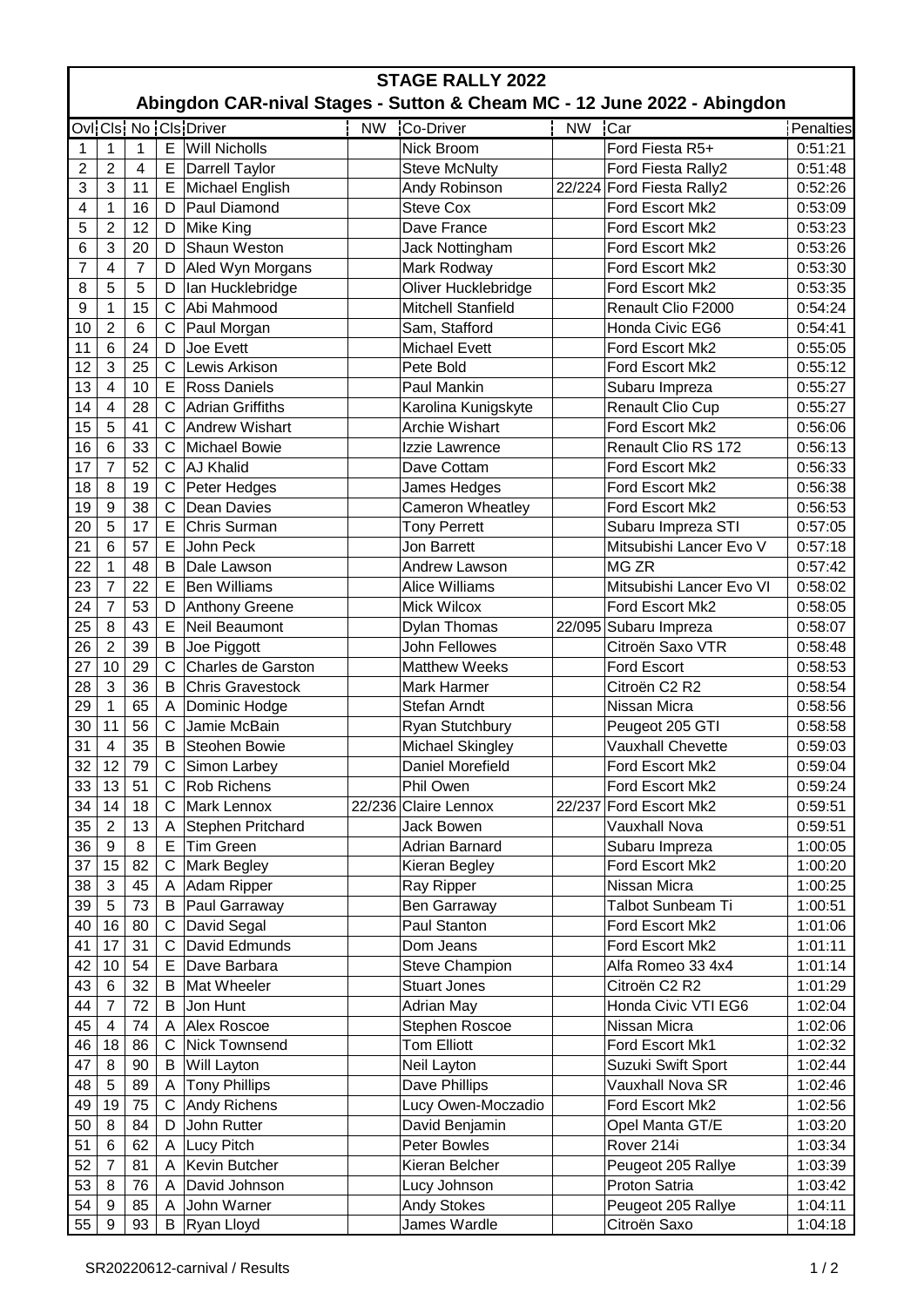# STAGE RALLY 2022

## Abingdon CAR-nival Stages - Sutton & Cheam MC - 12 June 2022 - Abingdon

| Ovl | Cls | No | Cls | Driver | NW | Co-Driver | NW | Car | Penalties |
|---|---|---|---|---|---|---|---|---|---|
| 1 | 1 | 1 | E | Will Nicholls | | Nick Broom | | Ford Fiesta R5+ | 0:51:21 |
| 2 | 2 | 4 | E | Darrell Taylor | | Steve McNulty | | Ford Fiesta Rally2 | 0:51:48 |
| 3 | 3 | 11 | E | Michael English | | Andy Robinson | 22/224 | Ford Fiesta Rally2 | 0:52:26 |
| 4 | 1 | 16 | D | Paul Diamond | | Steve Cox | | Ford Escort Mk2 | 0:53:09 |
| 5 | 2 | 12 | D | Mike King | | Dave France | | Ford Escort Mk2 | 0:53:23 |
| 6 | 3 | 20 | D | Shaun Weston | | Jack Nottingham | | Ford Escort Mk2 | 0:53:26 |
| 7 | 4 | 7 | D | Aled Wyn Morgans | | Mark Rodway | | Ford Escort Mk2 | 0:53:30 |
| 8 | 5 | 5 | D | Ian Hucklebridge | | Oliver Hucklebridge | | Ford Escort Mk2 | 0:53:35 |
| 9 | 1 | 15 | C | Abi Mahmood | | Mitchell Stanfield | | Renault Clio F2000 | 0:54:24 |
| 10 | 2 | 6 | C | Paul Morgan | | Sam, Stafford | | Honda Civic EG6 | 0:54:41 |
| 11 | 6 | 24 | D | Joe Evett | | Michael Evett | | Ford Escort Mk2 | 0:55:05 |
| 12 | 3 | 25 | C | Lewis Arkison | | Pete Bold | | Ford Escort Mk2 | 0:55:12 |
| 13 | 4 | 10 | E | Ross Daniels | | Paul Mankin | | Subaru Impreza | 0:55:27 |
| 14 | 4 | 28 | C | Adrian Griffiths | | Karolina Kunigskyte | | Renault Clio Cup | 0:55:27 |
| 15 | 5 | 41 | C | Andrew Wishart | | Archie Wishart | | Ford Escort Mk2 | 0:56:06 |
| 16 | 6 | 33 | C | Michael Bowie | | Izzie Lawrence | | Renault Clio RS 172 | 0:56:13 |
| 17 | 7 | 52 | C | AJ Khalid | | Dave Cottam | | Ford Escort Mk2 | 0:56:33 |
| 18 | 8 | 19 | C | Peter Hedges | | James Hedges | | Ford Escort Mk2 | 0:56:38 |
| 19 | 9 | 38 | C | Dean Davies | | Cameron Wheatley | | Ford Escort Mk2 | 0:56:53 |
| 20 | 5 | 17 | E | Chris Surman | | Tony Perrett | | Subaru Impreza STI | 0:57:05 |
| 21 | 6 | 57 | E | John Peck | | Jon Barrett | | Mitsubishi Lancer Evo V | 0:57:18 |
| 22 | 1 | 48 | B | Dale Lawson | | Andrew Lawson | | MG ZR | 0:57:42 |
| 23 | 7 | 22 | E | Ben Williams | | Alice Williams | | Mitsubishi Lancer Evo VI | 0:58:02 |
| 24 | 7 | 53 | D | Anthony Greene | | Mick Wilcox | | Ford Escort Mk2 | 0:58:05 |
| 25 | 8 | 43 | E | Neil Beaumont | | Dylan Thomas | 22/095 | Subaru Impreza | 0:58:07 |
| 26 | 2 | 39 | B | Joe Piggott | | John Fellowes | | Citroën Saxo VTR | 0:58:48 |
| 27 | 10 | 29 | C | Charles de Garston | | Matthew Weeks | | Ford Escort | 0:58:53 |
| 28 | 3 | 36 | B | Chris Gravestock | | Mark Harmer | | Citroën C2 R2 | 0:58:54 |
| 29 | 1 | 65 | A | Dominic Hodge | | Stefan Arndt | | Nissan Micra | 0:58:56 |
| 30 | 11 | 56 | C | Jamie McBain | | Ryan Stutchbury | | Peugeot 205 GTI | 0:58:58 |
| 31 | 4 | 35 | B | Steohen Bowie | | Michael Skingley | | Vauxhall Chevette | 0:59:03 |
| 32 | 12 | 79 | C | Simon Larbey | | Daniel Morefield | | Ford Escort Mk2 | 0:59:04 |
| 33 | 13 | 51 | C | Rob Richens | | Phil Owen | | Ford Escort Mk2 | 0:59:24 |
| 34 | 14 | 18 | C | Mark Lennox | 22/236 | Claire Lennox | 22/237 | Ford Escort Mk2 | 0:59:51 |
| 35 | 2 | 13 | A | Stephen Pritchard | | Jack Bowen | | Vauxhall Nova | 0:59:51 |
| 36 | 9 | 8 | E | Tim Green | | Adrian Barnard | | Subaru Impreza | 1:00:05 |
| 37 | 15 | 82 | C | Mark Begley | | Kieran Begley | | Ford Escort Mk2 | 1:00:20 |
| 38 | 3 | 45 | A | Adam Ripper | | Ray Ripper | | Nissan Micra | 1:00:25 |
| 39 | 5 | 73 | B | Paul Garraway | | Ben Garraway | | Talbot Sunbeam Ti | 1:00:51 |
| 40 | 16 | 80 | C | David Segal | | Paul Stanton | | Ford Escort Mk2 | 1:01:06 |
| 41 | 17 | 31 | C | David Edmunds | | Dom Jeans | | Ford Escort Mk2 | 1:01:11 |
| 42 | 10 | 54 | E | Dave Barbara | | Steve Champion | | Alfa Romeo 33 4x4 | 1:01:14 |
| 43 | 6 | 32 | B | Mat Wheeler | | Stuart Jones | | Citroën C2 R2 | 1:01:29 |
| 44 | 7 | 72 | B | Jon Hunt | | Adrian May | | Honda Civic VTI EG6 | 1:02:04 |
| 45 | 4 | 74 | A | Alex Roscoe | | Stephen Roscoe | | Nissan Micra | 1:02:06 |
| 46 | 18 | 86 | C | Nick Townsend | | Tom Elliott | | Ford Escort Mk1 | 1:02:32 |
| 47 | 8 | 90 | B | Will Layton | | Neil Layton | | Suzuki Swift Sport | 1:02:44 |
| 48 | 5 | 89 | A | Tony Phillips | | Dave Phillips | | Vauxhall Nova SR | 1:02:46 |
| 49 | 19 | 75 | C | Andy Richens | | Lucy Owen-Moczadio | | Ford Escort Mk2 | 1:02:56 |
| 50 | 8 | 84 | D | John Rutter | | David Benjamin | | Opel Manta GT/E | 1:03:20 |
| 51 | 6 | 62 | A | Lucy Pitch | | Peter Bowles | | Rover 214i | 1:03:34 |
| 52 | 7 | 81 | A | Kevin Butcher | | Kieran Belcher | | Peugeot 205 Rallye | 1:03:39 |
| 53 | 8 | 76 | A | David Johnson | | Lucy Johnson | | Proton Satria | 1:03:42 |
| 54 | 9 | 85 | A | John Warner | | Andy Stokes | | Peugeot 205 Rallye | 1:04:11 |
| 55 | 9 | 93 | B | Ryan Lloyd | | James Wardle | | Citroën Saxo | 1:04:18 |

SR20220612-carnival / Results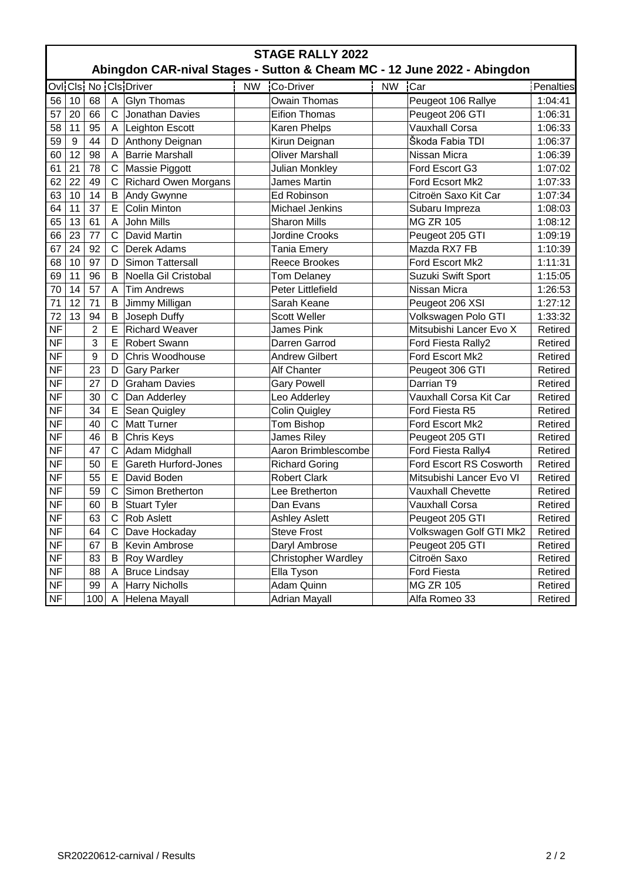# STAGE RALLY 2022

## Abingdon CAR-nival Stages - Sutton & Cheam MC - 12 June 2022 - Abingdon

| Ovl | Cls | No | Cls | Driver | NW | Co-Driver | NW | Car | Penalties |
|---|---|---|---|---|---|---|---|---|---|
| 56 | 10 | 68 | A | Glyn Thomas | | Owain Thomas | | Peugeot 106 Rallye | 1:04:41 |
| 57 | 20 | 66 | C | Jonathan Davies | | Eifion Thomas | | Peugeot 206 GTI | 1:06:31 |
| 58 | 11 | 95 | A | Leighton Escott | | Karen Phelps | | Vauxhall Corsa | 1:06:33 |
| 59 | 9 | 44 | D | Anthony Deignan | | Kirun Deignan | | Škoda Fabia TDI | 1:06:37 |
| 60 | 12 | 98 | A | Barrie Marshall | | Oliver Marshall | | Nissan Micra | 1:06:39 |
| 61 | 21 | 78 | C | Massie Piggott | | Julian Monkley | | Ford Escort G3 | 1:07:02 |
| 62 | 22 | 49 | C | Richard Owen Morgans | | James Martin | | Ford Ecsort Mk2 | 1:07:33 |
| 63 | 10 | 14 | B | Andy Gwynne | | Ed Robinson | | Citroën Saxo Kit Car | 1:07:34 |
| 64 | 11 | 37 | E | Colin Minton | | Michael Jenkins | | Subaru Impreza | 1:08:03 |
| 65 | 13 | 61 | A | John Mills | | Sharon Mills | | MG ZR 105 | 1:08:12 |
| 66 | 23 | 77 | C | David Martin | | Jordine Crooks | | Peugeot 205 GTI | 1:09:19 |
| 67 | 24 | 92 | C | Derek Adams | | Tania Emery | | Mazda RX7 FB | 1:10:39 |
| 68 | 10 | 97 | D | Simon Tattersall | | Reece Brookes | | Ford Escort Mk2 | 1:11:31 |
| 69 | 11 | 96 | B | Noella Gil Cristobal | | Tom Delaney | | Suzuki Swift Sport | 1:15:05 |
| 70 | 14 | 57 | A | Tim Andrews | | Peter Littlefield | | Nissan Micra | 1:26:53 |
| 71 | 12 | 71 | B | Jimmy Milligan | | Sarah Keane | | Peugeot 206 XSI | 1:27:12 |
| 72 | 13 | 94 | B | Joseph Duffy | | Scott Weller | | Volkswagen Polo GTI | 1:33:32 |
| NF | | 2 | E | Richard Weaver | | James Pink | | Mitsubishi Lancer Evo X | Retired |
| NF | | 3 | E | Robert Swann | | Darren Garrod | | Ford Fiesta Rally2 | Retired |
| NF | | 9 | D | Chris Woodhouse | | Andrew Gilbert | | Ford Escort Mk2 | Retired |
| NF | | 23 | D | Gary Parker | | Alf Chanter | | Peugeot 306 GTI | Retired |
| NF | | 27 | D | Graham Davies | | Gary Powell | | Darrian T9 | Retired |
| NF | | 30 | C | Dan Adderley | | Leo Adderley | | Vauxhall Corsa Kit Car | Retired |
| NF | | 34 | E | Sean Quigley | | Colin Quigley | | Ford Fiesta R5 | Retired |
| NF | | 40 | C | Matt Turner | | Tom Bishop | | Ford Escort Mk2 | Retired |
| NF | | 46 | B | Chris Keys | | James Riley | | Peugeot 205 GTI | Retired |
| NF | | 47 | C | Adam Midghall | | Aaron Brimblescombe | | Ford Fiesta Rally4 | Retired |
| NF | | 50 | E | Gareth Hurford-Jones | | Richard Goring | | Ford Escort RS Cosworth | Retired |
| NF | | 55 | E | David Boden | | Robert Clark | | Mitsubishi Lancer Evo VI | Retired |
| NF | | 59 | C | Simon Bretherton | | Lee Bretherton | | Vauxhall Chevette | Retired |
| NF | | 60 | B | Stuart Tyler | | Dan Evans | | Vauxhall Corsa | Retired |
| NF | | 63 | C | Rob Aslett | | Ashley Aslett | | Peugeot 205 GTI | Retired |
| NF | | 64 | C | Dave Hockaday | | Steve Frost | | Volkswagen Golf GTI Mk2 | Retired |
| NF | | 67 | B | Kevin Ambrose | | Daryl Ambrose | | Peugeot 205 GTI | Retired |
| NF | | 83 | B | Roy Wardley | | Christopher Wardley | | Citroën Saxo | Retired |
| NF | | 88 | A | Bruce Lindsay | | Ella Tyson | | Ford Fiesta | Retired |
| NF | | 99 | A | Harry Nicholls | | Adam Quinn | | MG ZR 105 | Retired |
| NF | | 100 | A | Helena Mayall | | Adrian Mayall | | Alfa Romeo 33 | Retired |

SR20220612-carnival / Results